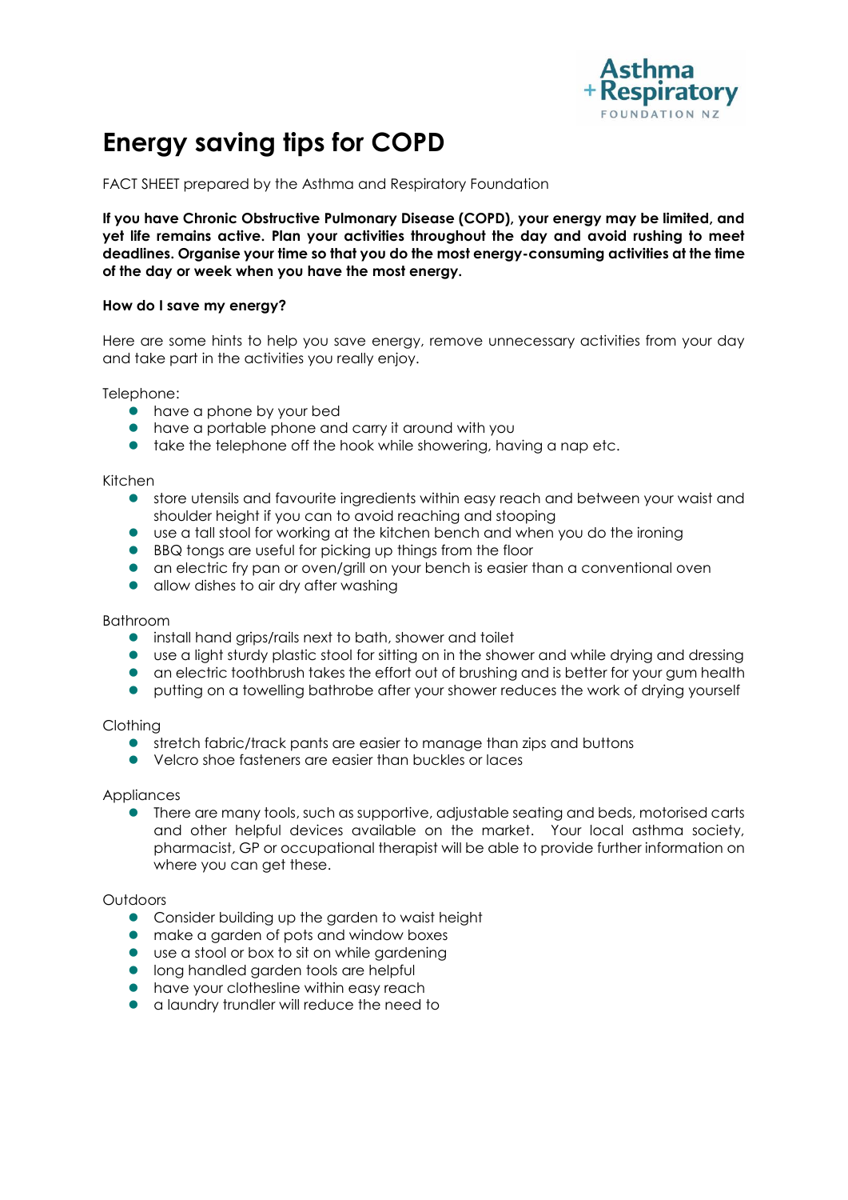Asthma + Respiratory FOUNDATION NZ

# Energy saving tips for COPD

FACT SHEET prepared by the Asthma and Respiratory Foundation

**If you have Chronic Obstructive Pulmonary Disease (COPD), your energy may be limited, and yet life remains active. Plan your activities throughout the day and avoid rushing to meet deadlines. Organise your time so that you do the most energy-consuming activities at the time of the day or week when you have the most energy.**

**How do I save my energy?**

Here are some hints to help you save energy, remove unnecessary activities from your day and take part in the activities you really enjoy.

Telephone:

- have a phone by your bed
- have a portable phone and carry it around with you
- take the telephone off the hook while showering, having a nap etc.

Kitchen

- store utensils and favourite ingredients within easy reach and between your waist and shoulder height if you can to avoid reaching and stooping
- use a tall stool for working at the kitchen bench and when you do the ironing
- BBQ tongs are useful for picking up things from the floor
- an electric fry pan or oven/grill on your bench is easier than a conventional oven
- allow dishes to air dry after washing

Bathroom

- install hand grips/rails next to bath, shower and toilet
- use a light sturdy plastic stool for sitting on in the shower and while drying and dressing
- an electric toothbrush takes the effort out of brushing and is better for your gum health
- putting on a towelling bathrobe after your shower reduces the work of drying yourself

Clothing

- stretch fabric/track pants are easier to manage than zips and buttons
- Velcro shoe fasteners are easier than buckles or laces

Appliances

- There are many tools, such as supportive, adjustable seating and beds, motorised carts and other helpful devices available on the market. Your local asthma society, pharmacist, GP or occupational therapist will be able to provide further information on where you can get these.

Outdoors

- Consider building up the garden to waist height
- make a garden of pots and window boxes
- use a stool or box to sit on while gardening
- long handled garden tools are helpful
- have your clothesline within easy reach
- a laundry trundler will reduce the need to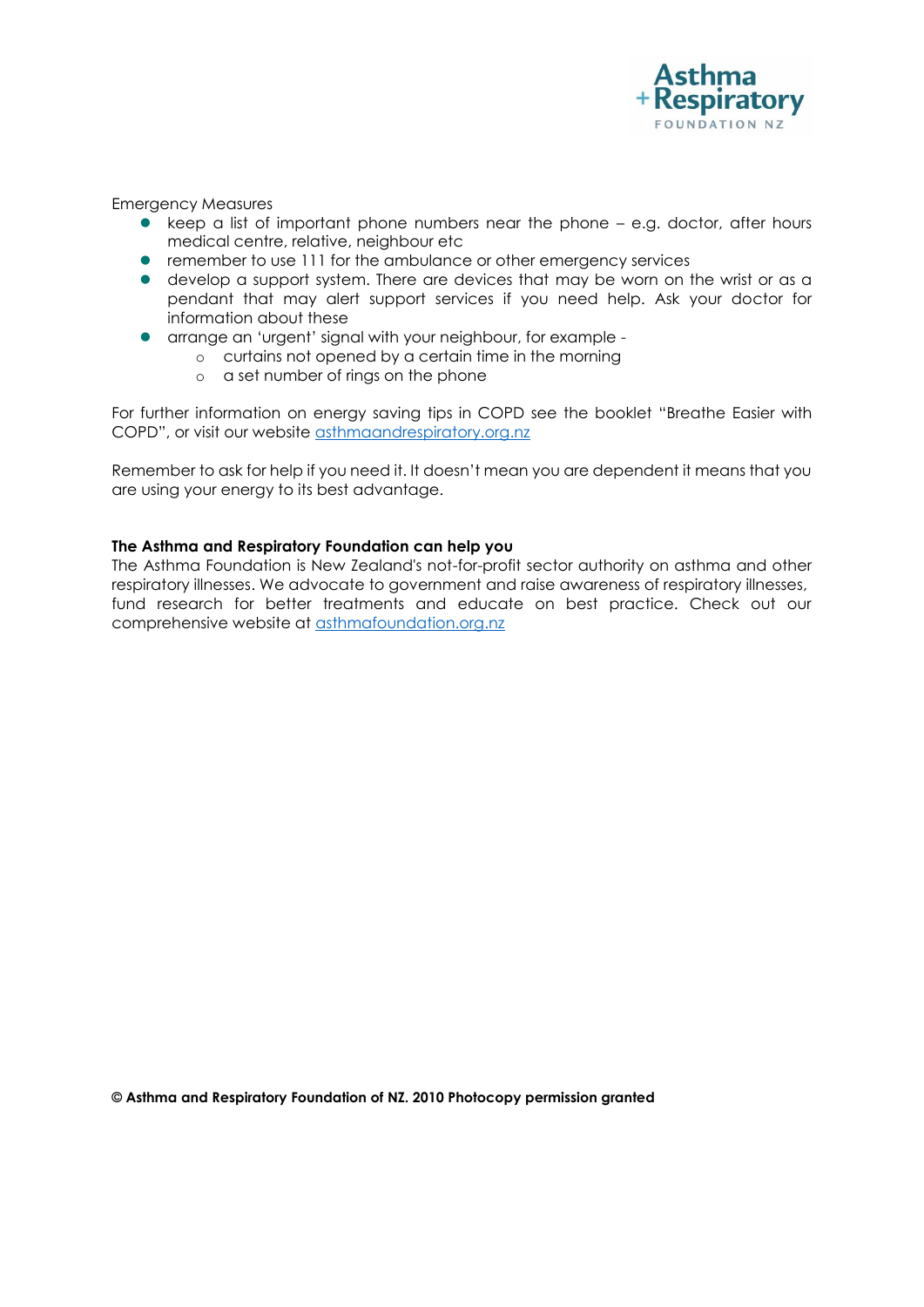Emergency Measures

- keep a list of important phone numbers near the phone – e.g. doctor, after hours medical centre, relative, neighbour etc
- remember to use 111 for the ambulance or other emergency services
- develop a support system. There are devices that may be worn on the wrist or as a pendant that may alert support services if you need help. Ask your doctor for information about these
- arrange an 'urgent' signal with your neighbour, for example -
  - curtains not opened by a certain time in the morning
  - a set number of rings on the phone

For further information on energy saving tips in COPD see the booklet "Breathe Easier with COPD", or visit our website [asthmaandrespiratory.org.nz](asthmaandrespiratory.org.nz)

Remember to ask for help if you need it. It doesn't mean you are dependent it means that you are using your energy to its best advantage.

**The Asthma and Respiratory Foundation can help you**

The Asthma Foundation is New Zealand's not-for-profit sector authority on asthma and other respiratory illnesses. We advocate to government and raise awareness of respiratory illnesses, fund research for better treatments and educate on best practice. Check out our comprehensive website at [asthmafoundation.org.nz](asthmafoundation.org.nz)

**© Asthma and Respiratory Foundation of NZ. 2010 Photocopy permission granted**